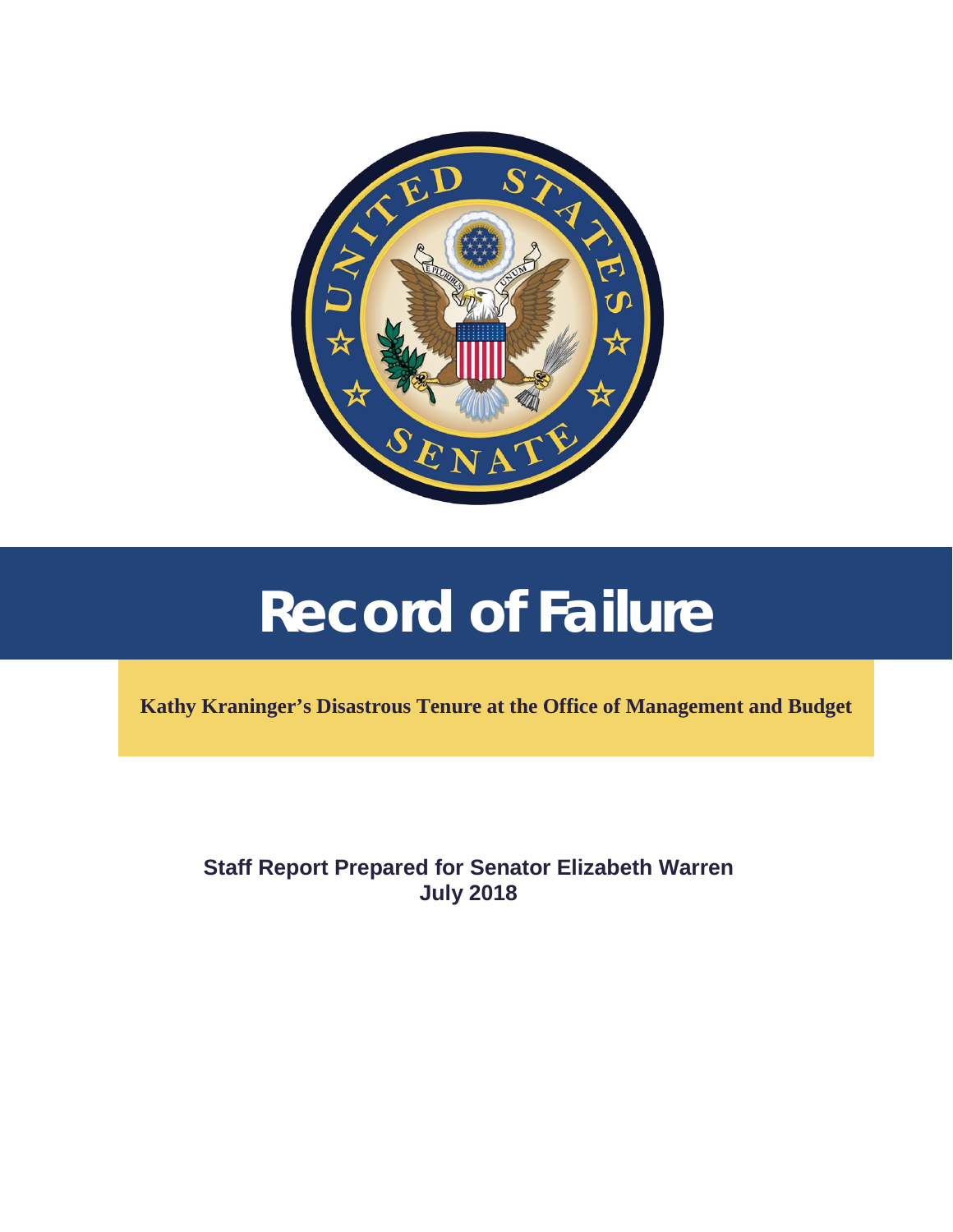# Record of Failure

**Kathy Kraninger's Disastrous Tenure at the Office of Management and Budget**

**Staff Report Prepared for Senator Elizabeth Warren**
**July 2018**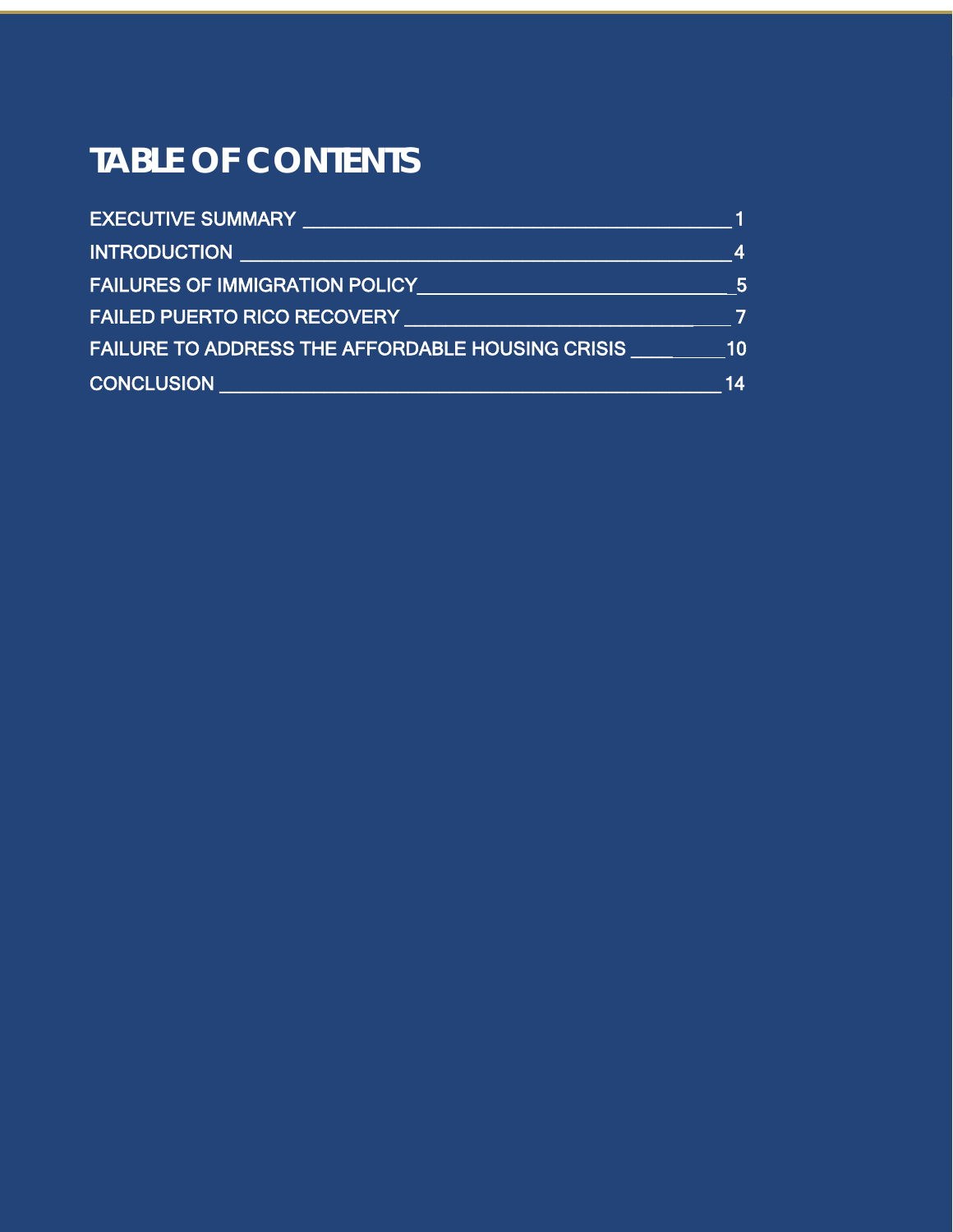# TABLE OF CONTENTS

| Section | Page |
| --- | --- |
| EXECUTIVE SUMMARY | 1 |
| INTRODUCTION | 4 |
| FAILURES OF IMMIGRATION POLICY | 5 |
| FAILED PUERTO RICO RECOVERY | 7 |
| FAILURE TO ADDRESS THE AFFORDABLE HOUSING CRISIS | 10 |
| CONCLUSION | 14 |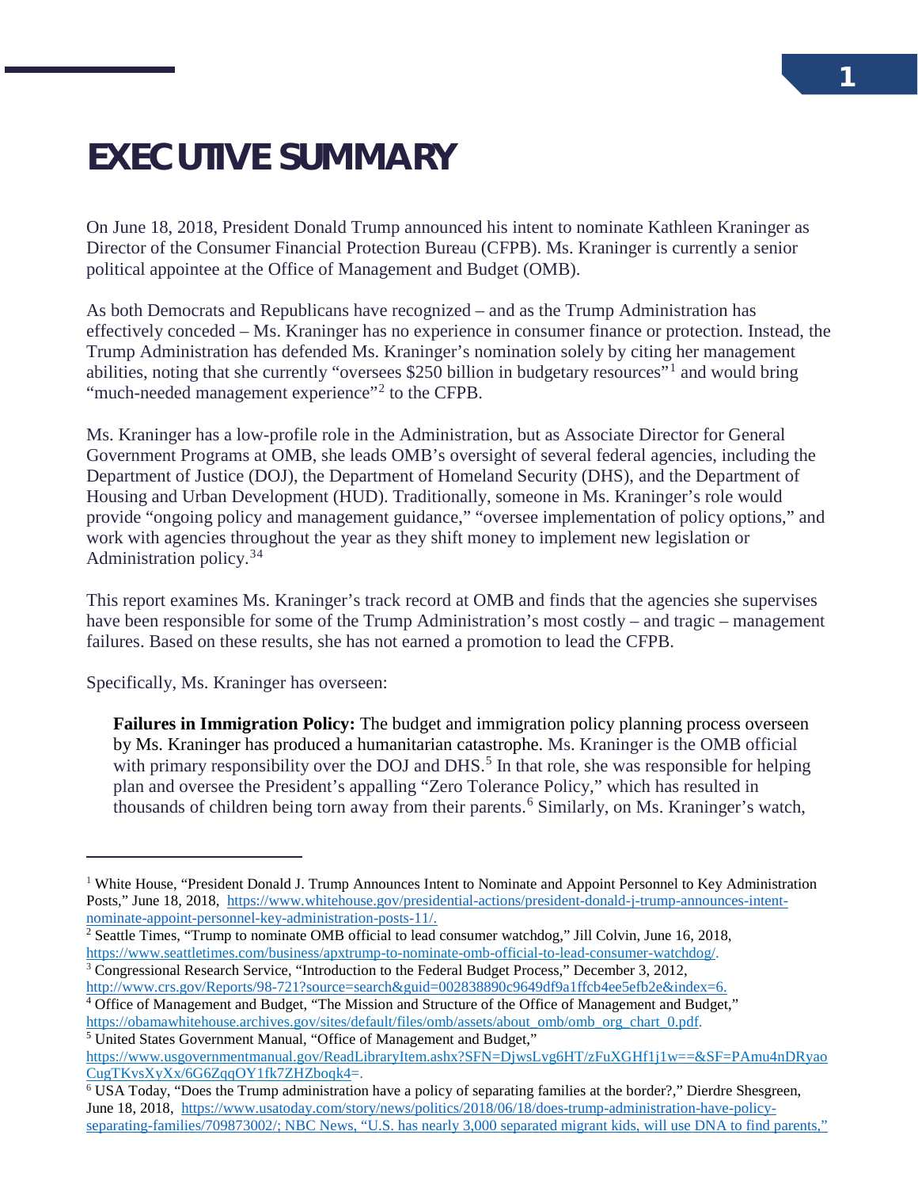# EXECUTIVE SUMMARY

On June 18, 2018, President Donald Trump announced his intent to nominate Kathleen Kraninger as Director of the Consumer Financial Protection Bureau (CFPB). Ms. Kraninger is currently a senior political appointee at the Office of Management and Budget (OMB).

As both Democrats and Republicans have recognized – and as the Trump Administration has effectively conceded – Ms. Kraninger has no experience in consumer finance or protection. Instead, the Trump Administration has defended Ms. Kraninger's nomination solely by citing her management abilities, noting that she currently "oversees $250 billion in budgetary resources"[1] and would bring "much-needed management experience"[2] to the CFPB.

Ms. Kraninger has a low-profile role in the Administration, but as Associate Director for General Government Programs at OMB, she leads OMB's oversight of several federal agencies, including the Department of Justice (DOJ), the Department of Homeland Security (DHS), and the Department of Housing and Urban Development (HUD). Traditionally, someone in Ms. Kraninger's role would provide "ongoing policy and management guidance," "oversee implementation of policy options," and work with agencies throughout the year as they shift money to implement new legislation or Administration policy.[3][4]

This report examines Ms. Kraninger's track record at OMB and finds that the agencies she supervises have been responsible for some of the Trump Administration's most costly – and tragic – management failures. Based on these results, she has not earned a promotion to lead the CFPB.

Specifically, Ms. Kraninger has overseen:

> **Failures in Immigration Policy:** The budget and immigration policy planning process overseen by Ms. Kraninger has produced a humanitarian catastrophe. Ms. Kraninger is the OMB official with primary responsibility over the DOJ and DHS.[5] In that role, she was responsible for helping plan and oversee the President's appalling "Zero Tolerance Policy," which has resulted in thousands of children being torn away from their parents.[6] Similarly, on Ms. Kraninger's watch,

---

[1] White House, "President Donald J. Trump Announces Intent to Nominate and Appoint Personnel to Key Administration Posts," June 18, 2018, https://www.whitehouse.gov/presidential-actions/president-donald-j-trump-announces-intent-nominate-appoint-personnel-key-administration-posts-11/.

[2] Seattle Times, "Trump to nominate OMB official to lead consumer watchdog," Jill Colvin, June 16, 2018, https://www.seattletimes.com/business/apxtrump-to-nominate-omb-official-to-lead-consumer-watchdog/.

[3] Congressional Research Service, "Introduction to the Federal Budget Process," December 3, 2012, http://www.crs.gov/Reports/98-721?source=search&guid=002838890c9649df9a1ffcb4ee5efb2e&index=6.

[4] Office of Management and Budget, "The Mission and Structure of the Office of Management and Budget," https://obamawhitehouse.archives.gov/sites/default/files/omb/assets/about_omb/omb_org_chart_0.pdf.

[5] United States Government Manual, "Office of Management and Budget," https://www.usgovernmentmanual.gov/ReadLibraryItem.ashx?SFN=DjwsLvg6HT/zFuXGHf1j1w==&SF=PAmu4nDRyaoCugTKvsXyXx/6G6ZqqOY1fk7ZHZboqk4=.

[6] USA Today, "Does the Trump administration have a policy of separating families at the border?," Dierdre Shesgreen, June 18, 2018, https://www.usatoday.com/story/news/politics/2018/06/18/does-trump-administration-have-policy-separating-families/709873002/; NBC News, "U.S. has nearly 3,000 separated migrant kids, will use DNA to find parents,"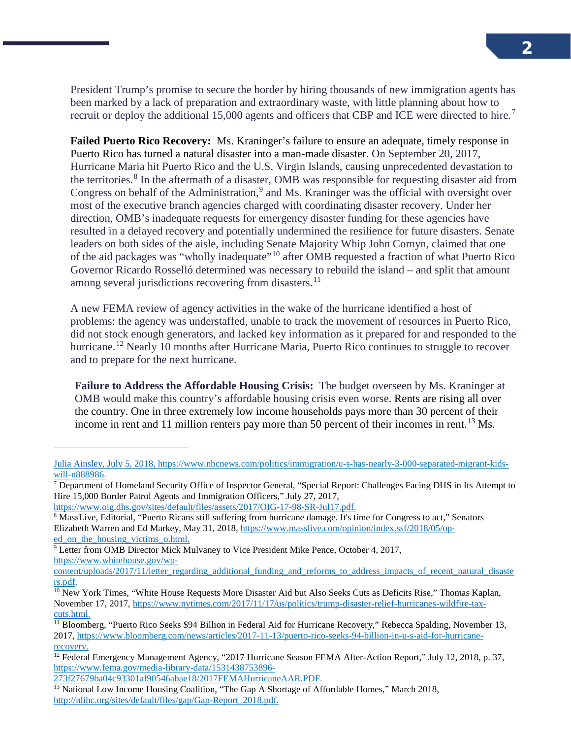President Trump's promise to secure the border by hiring thousands of new immigration agents has been marked by a lack of preparation and extraordinary waste, with little planning about how to recruit or deploy the additional 15,000 agents and officers that CBP and ICE were directed to hire.[7]

**Failed Puerto Rico Recovery:** Ms. Kraninger's failure to ensure an adequate, timely response in Puerto Rico has turned a natural disaster into a man-made disaster. On September 20, 2017, Hurricane Maria hit Puerto Rico and the U.S. Virgin Islands, causing unprecedented devastation to the territories.[8] In the aftermath of a disaster, OMB was responsible for requesting disaster aid from Congress on behalf of the Administration,[9] and Ms. Kraninger was the official with oversight over most of the executive branch agencies charged with coordinating disaster recovery. Under her direction, OMB's inadequate requests for emergency disaster funding for these agencies have resulted in a delayed recovery and potentially undermined the resilience for future disasters. Senate leaders on both sides of the aisle, including Senate Majority Whip John Cornyn, claimed that one of the aid packages was "wholly inadequate"[10] after OMB requested a fraction of what Puerto Rico Governor Ricardo Rosselló determined was necessary to rebuild the island – and split that amount among several jurisdictions recovering from disasters.[11]

A new FEMA review of agency activities in the wake of the hurricane identified a host of problems: the agency was understaffed, unable to track the movement of resources in Puerto Rico, did not stock enough generators, and lacked key information as it prepared for and responded to the hurricane.[12] Nearly 10 months after Hurricane Maria, Puerto Rico continues to struggle to recover and to prepare for the next hurricane.

**Failure to Address the Affordable Housing Crisis:** The budget overseen by Ms. Kraninger at OMB would make this country's affordable housing crisis even worse. Rents are rising all over the country. One in three extremely low income households pays more than 30 percent of their income in rent and 11 million renters pay more than 50 percent of their incomes in rent.[13] Ms.

---

Julia Ainsley, July 5, 2018, https://www.nbcnews.com/politics/immigration/u-s-has-nearly-3-000-separated-migrant-kids-will-n888986.

[7] Department of Homeland Security Office of Inspector General, "Special Report: Challenges Facing DHS in Its Attempt to Hire 15,000 Border Patrol Agents and Immigration Officers," July 27, 2017, https://www.oig.dhs.gov/sites/default/files/assets/2017/OIG-17-98-SR-Jul17.pdf.

[8] MassLive, Editorial, "Puerto Ricans still suffering from hurricane damage. It's time for Congress to act," Senators Elizabeth Warren and Ed Markey, May 31, 2018, https://www.masslive.com/opinion/index.ssf/2018/05/op-ed_on_the_housing_victims_o.html.

[9] Letter from OMB Director Mick Mulvaney to Vice President Mike Pence, October 4, 2017, https://www.whitehouse.gov/wp-content/uploads/2017/11/letter_regarding_additional_funding_and_reforms_to_address_impacts_of_recent_natural_disasters.pdf.

[10] New York Times, "White House Requests More Disaster Aid but Also Seeks Cuts as Deficits Rise," Thomas Kaplan, November 17, 2017, https://www.nytimes.com/2017/11/17/us/politics/trump-disaster-relief-hurricanes-wildfire-tax-cuts.html.

[11] Bloomberg, "Puerto Rico Seeks $94 Billion in Federal Aid for Hurricane Recovery," Rebecca Spalding, November 13, 2017, https://www.bloomberg.com/news/articles/2017-11-13/puerto-rico-seeks-94-billion-in-u-s-aid-for-hurricane-recovery.

[12] Federal Emergency Management Agency, "2017 Hurricane Season FEMA After-Action Report," July 12, 2018, p. 37, https://www.fema.gov/media-library-data/1531438753896-273f27679ba04c93301af90546abae18/2017FEMAHurricaneAAR.PDF.

[13] National Low Income Housing Coalition, "The Gap A Shortage of Affordable Homes," March 2018, http://nlihc.org/sites/default/files/gap/Gap-Report_2018.pdf.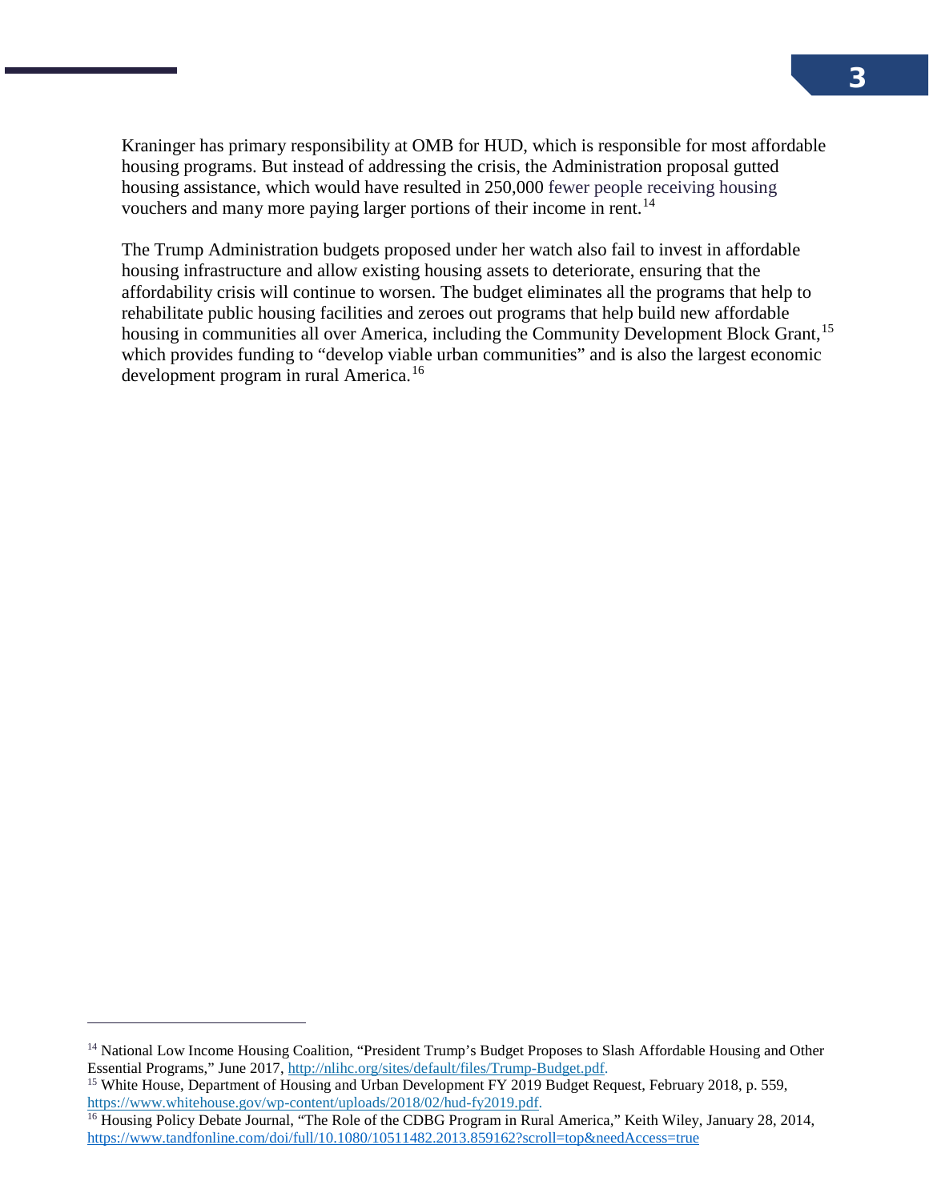Kraninger has primary responsibility at OMB for HUD, which is responsible for most affordable housing programs. But instead of addressing the crisis, the Administration proposal gutted housing assistance, which would have resulted in 250,000 fewer people receiving housing vouchers and many more paying larger portions of their income in rent.[14]

The Trump Administration budgets proposed under her watch also fail to invest in affordable housing infrastructure and allow existing housing assets to deteriorate, ensuring that the affordability crisis will continue to worsen. The budget eliminates all the programs that help to rehabilitate public housing facilities and zeroes out programs that help build new affordable housing in communities all over America, including the Community Development Block Grant,[15] which provides funding to "develop viable urban communities" and is also the largest economic development program in rural America.[16]

---

[14] National Low Income Housing Coalition, "President Trump's Budget Proposes to Slash Affordable Housing and Other Essential Programs," June 2017, http://nlihc.org/sites/default/files/Trump-Budget.pdf.

[15] White House, Department of Housing and Urban Development FY 2019 Budget Request, February 2018, p. 559, https://www.whitehouse.gov/wp-content/uploads/2018/02/hud-fy2019.pdf.

[16] Housing Policy Debate Journal, "The Role of the CDBG Program in Rural America," Keith Wiley, January 28, 2014, https://www.tandfonline.com/doi/full/10.1080/10511482.2013.859162?scroll=top&needAccess=true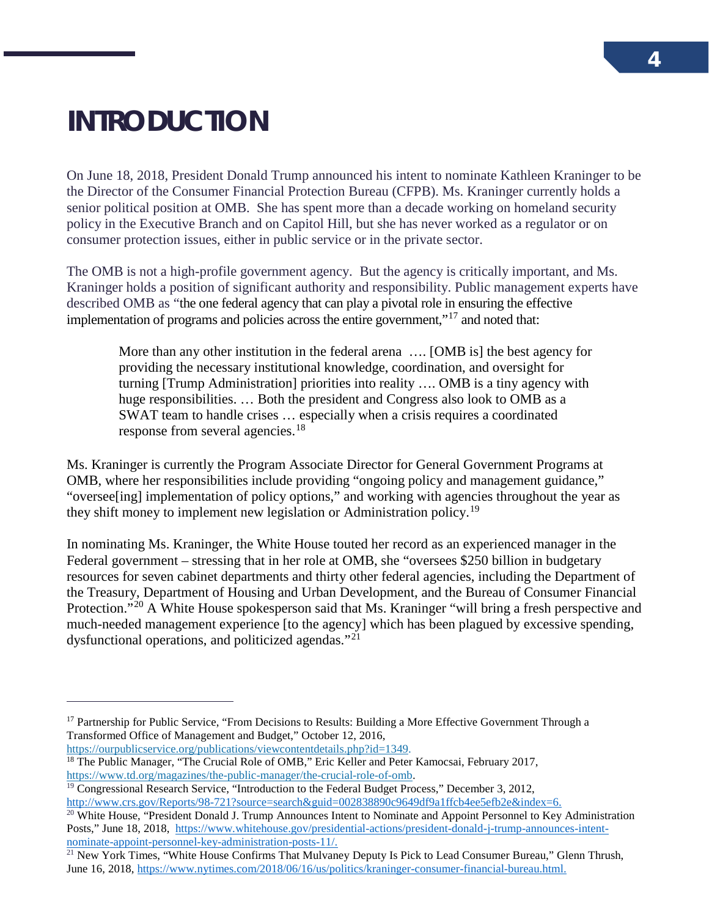# INTRODUCTION

On June 18, 2018, President Donald Trump announced his intent to nominate Kathleen Kraninger to be the Director of the Consumer Financial Protection Bureau (CFPB). Ms. Kraninger currently holds a senior political position at OMB. She has spent more than a decade working on homeland security policy in the Executive Branch and on Capitol Hill, but she has never worked as a regulator or on consumer protection issues, either in public service or in the private sector.

The OMB is not a high-profile government agency. But the agency is critically important, and Ms. Kraninger holds a position of significant authority and responsibility. Public management experts have described OMB as "the one federal agency that can play a pivotal role in ensuring the effective implementation of programs and policies across the entire government,"[17] and noted that:

> More than any other institution in the federal arena …. [OMB is] the best agency for providing the necessary institutional knowledge, coordination, and oversight for turning [Trump Administration] priorities into reality …. OMB is a tiny agency with huge responsibilities. … Both the president and Congress also look to OMB as a SWAT team to handle crises … especially when a crisis requires a coordinated response from several agencies.[18]

Ms. Kraninger is currently the Program Associate Director for General Government Programs at OMB, where her responsibilities include providing "ongoing policy and management guidance," "oversee[ing] implementation of policy options," and working with agencies throughout the year as they shift money to implement new legislation or Administration policy.[19]

In nominating Ms. Kraninger, the White House touted her record as an experienced manager in the Federal government – stressing that in her role at OMB, she "oversees $250 billion in budgetary resources for seven cabinet departments and thirty other federal agencies, including the Department of the Treasury, Department of Housing and Urban Development, and the Bureau of Consumer Financial Protection."[20] A White House spokesperson said that Ms. Kraninger "will bring a fresh perspective and much-needed management experience [to the agency] which has been plagued by excessive spending, dysfunctional operations, and politicized agendas."[21]

---

[17] Partnership for Public Service, "From Decisions to Results: Building a More Effective Government Through a Transformed Office of Management and Budget," October 12, 2016, https://ourpublicservice.org/publications/viewcontentdetails.php?id=1349.

[18] The Public Manager, "The Crucial Role of OMB," Eric Keller and Peter Kamocsai, February 2017, https://www.td.org/magazines/the-public-manager/the-crucial-role-of-omb.

[19] Congressional Research Service, "Introduction to the Federal Budget Process," December 3, 2012, http://www.crs.gov/Reports/98-721?source=search&guid=002838890c9649df9a1ffcb4ee5efb2e&index=6.

[20] White House, "President Donald J. Trump Announces Intent to Nominate and Appoint Personnel to Key Administration Posts," June 18, 2018, https://www.whitehouse.gov/presidential-actions/president-donald-j-trump-announces-intent-nominate-appoint-personnel-key-administration-posts-11/.

[21] New York Times, "White House Confirms That Mulvaney Deputy Is Pick to Lead Consumer Bureau," Glenn Thrush, June 16, 2018, https://www.nytimes.com/2018/06/16/us/politics/kraninger-consumer-financial-bureau.html.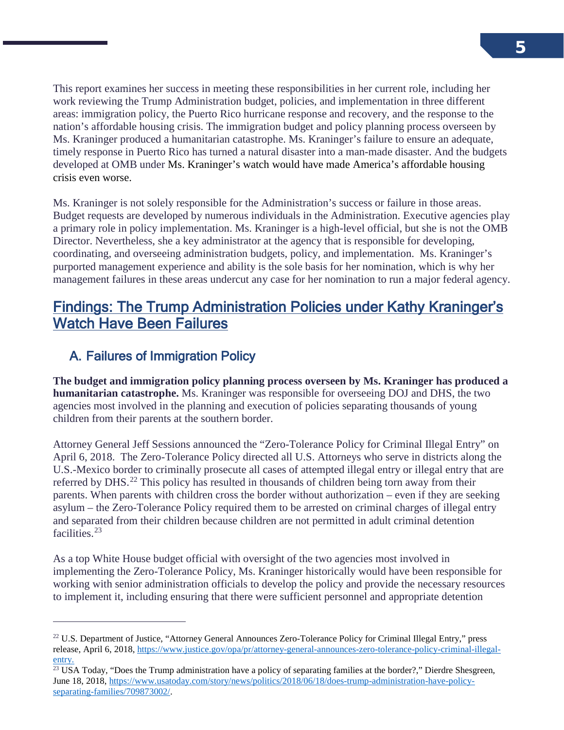This report examines her success in meeting these responsibilities in her current role, including her work reviewing the Trump Administration budget, policies, and implementation in three different areas: immigration policy, the Puerto Rico hurricane response and recovery, and the response to the nation's affordable housing crisis. The immigration budget and policy planning process overseen by Ms. Kraninger produced a humanitarian catastrophe. Ms. Kraninger's failure to ensure an adequate, timely response in Puerto Rico has turned a natural disaster into a man-made disaster. And the budgets developed at OMB under Ms. Kraninger's watch would have made America's affordable housing crisis even worse.

Ms. Kraninger is not solely responsible for the Administration's success or failure in those areas. Budget requests are developed by numerous individuals in the Administration. Executive agencies play a primary role in policy implementation. Ms. Kraninger is a high-level official, but she is not the OMB Director. Nevertheless, she a key administrator at the agency that is responsible for developing, coordinating, and overseeing administration budgets, policy, and implementation. Ms. Kraninger's purported management experience and ability is the sole basis for her nomination, which is why her management failures in these areas undercut any case for her nomination to run a major federal agency.

## Findings: The Trump Administration Policies under Kathy Kraninger's Watch Have Been Failures

### A. Failures of Immigration Policy

**The budget and immigration policy planning process overseen by Ms. Kraninger has produced a humanitarian catastrophe.** Ms. Kraninger was responsible for overseeing DOJ and DHS, the two agencies most involved in the planning and execution of policies separating thousands of young children from their parents at the southern border.

Attorney General Jeff Sessions announced the "Zero-Tolerance Policy for Criminal Illegal Entry" on April 6, 2018. The Zero-Tolerance Policy directed all U.S. Attorneys who serve in districts along the U.S.-Mexico border to criminally prosecute all cases of attempted illegal entry or illegal entry that are referred by DHS.[22] This policy has resulted in thousands of children being torn away from their parents. When parents with children cross the border without authorization – even if they are seeking asylum – the Zero-Tolerance Policy required them to be arrested on criminal charges of illegal entry and separated from their children because children are not permitted in adult criminal detention facilities.[23]

As a top White House budget official with oversight of the two agencies most involved in implementing the Zero-Tolerance Policy, Ms. Kraninger historically would have been responsible for working with senior administration officials to develop the policy and provide the necessary resources to implement it, including ensuring that there were sufficient personnel and appropriate detention

---

[22] U.S. Department of Justice, "Attorney General Announces Zero-Tolerance Policy for Criminal Illegal Entry," press release, April 6, 2018, https://www.justice.gov/opa/pr/attorney-general-announces-zero-tolerance-policy-criminal-illegal-entry.

[23] USA Today, "Does the Trump administration have a policy of separating families at the border?," Dierdre Shesgreen, June 18, 2018, https://www.usatoday.com/story/news/politics/2018/06/18/does-trump-administration-have-policy-separating-families/709873002/.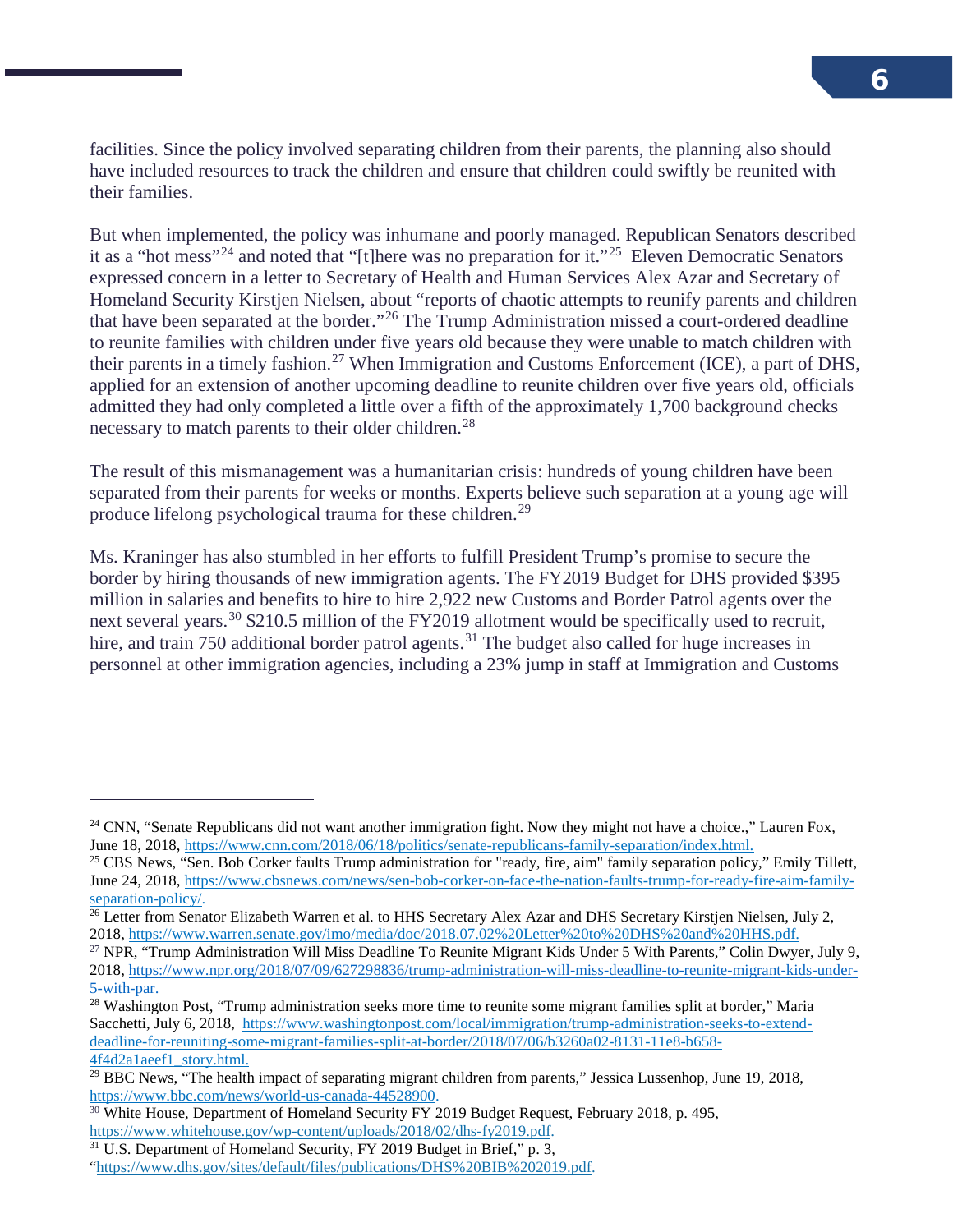facilities. Since the policy involved separating children from their parents, the planning also should have included resources to track the children and ensure that children could swiftly be reunited with their families.

But when implemented, the policy was inhumane and poorly managed. Republican Senators described it as a "hot mess"[24] and noted that "[t]here was no preparation for it."[25] Eleven Democratic Senators expressed concern in a letter to Secretary of Health and Human Services Alex Azar and Secretary of Homeland Security Kirstjen Nielsen, about "reports of chaotic attempts to reunify parents and children that have been separated at the border."[26] The Trump Administration missed a court-ordered deadline to reunite families with children under five years old because they were unable to match children with their parents in a timely fashion.[27] When Immigration and Customs Enforcement (ICE), a part of DHS, applied for an extension of another upcoming deadline to reunite children over five years old, officials admitted they had only completed a little over a fifth of the approximately 1,700 background checks necessary to match parents to their older children.[28]

The result of this mismanagement was a humanitarian crisis: hundreds of young children have been separated from their parents for weeks or months. Experts believe such separation at a young age will produce lifelong psychological trauma for these children.[29]

Ms. Kraninger has also stumbled in her efforts to fulfill President Trump's promise to secure the border by hiring thousands of new immigration agents. The FY2019 Budget for DHS provided $395 million in salaries and benefits to hire to hire 2,922 new Customs and Border Patrol agents over the next several years.[30] $210.5 million of the FY2019 allotment would be specifically used to recruit, hire, and train 750 additional border patrol agents.[31] The budget also called for huge increases in personnel at other immigration agencies, including a 23% jump in staff at Immigration and Customs

---

[24] CNN, "Senate Republicans did not want another immigration fight. Now they might not have a choice.," Lauren Fox, June 18, 2018, https://www.cnn.com/2018/06/18/politics/senate-republicans-family-separation/index.html.

[25] CBS News, "Sen. Bob Corker faults Trump administration for "ready, fire, aim" family separation policy," Emily Tillett, June 24, 2018, https://www.cbsnews.com/news/sen-bob-corker-on-face-the-nation-faults-trump-for-ready-fire-aim-family-separation-policy/.

[26] Letter from Senator Elizabeth Warren et al. to HHS Secretary Alex Azar and DHS Secretary Kirstjen Nielsen, July 2, 2018, https://www.warren.senate.gov/imo/media/doc/2018.07.02%20Letter%20to%20DHS%20and%20HHS.pdf.

[27] NPR, "Trump Administration Will Miss Deadline To Reunite Migrant Kids Under 5 With Parents," Colin Dwyer, July 9, 2018, https://www.npr.org/2018/07/09/627298836/trump-administration-will-miss-deadline-to-reunite-migrant-kids-under-5-with-par.

[28] Washington Post, "Trump administration seeks more time to reunite some migrant families split at border," Maria Sacchetti, July 6, 2018, https://www.washingtonpost.com/local/immigration/trump-administration-seeks-to-extend-deadline-for-reuniting-some-migrant-families-split-at-border/2018/07/06/b3260a02-8131-11e8-b658-4f4d2a1aeef1_story.html.

[29] BBC News, "The health impact of separating migrant children from parents," Jessica Lussenhop, June 19, 2018, https://www.bbc.com/news/world-us-canada-44528900.

[30] White House, Department of Homeland Security FY 2019 Budget Request, February 2018, p. 495, https://www.whitehouse.gov/wp-content/uploads/2018/02/dhs-fy2019.pdf.

[31] U.S. Department of Homeland Security, FY 2019 Budget in Brief," p. 3, "https://www.dhs.gov/sites/default/files/publications/DHS%20BIB%202019.pdf.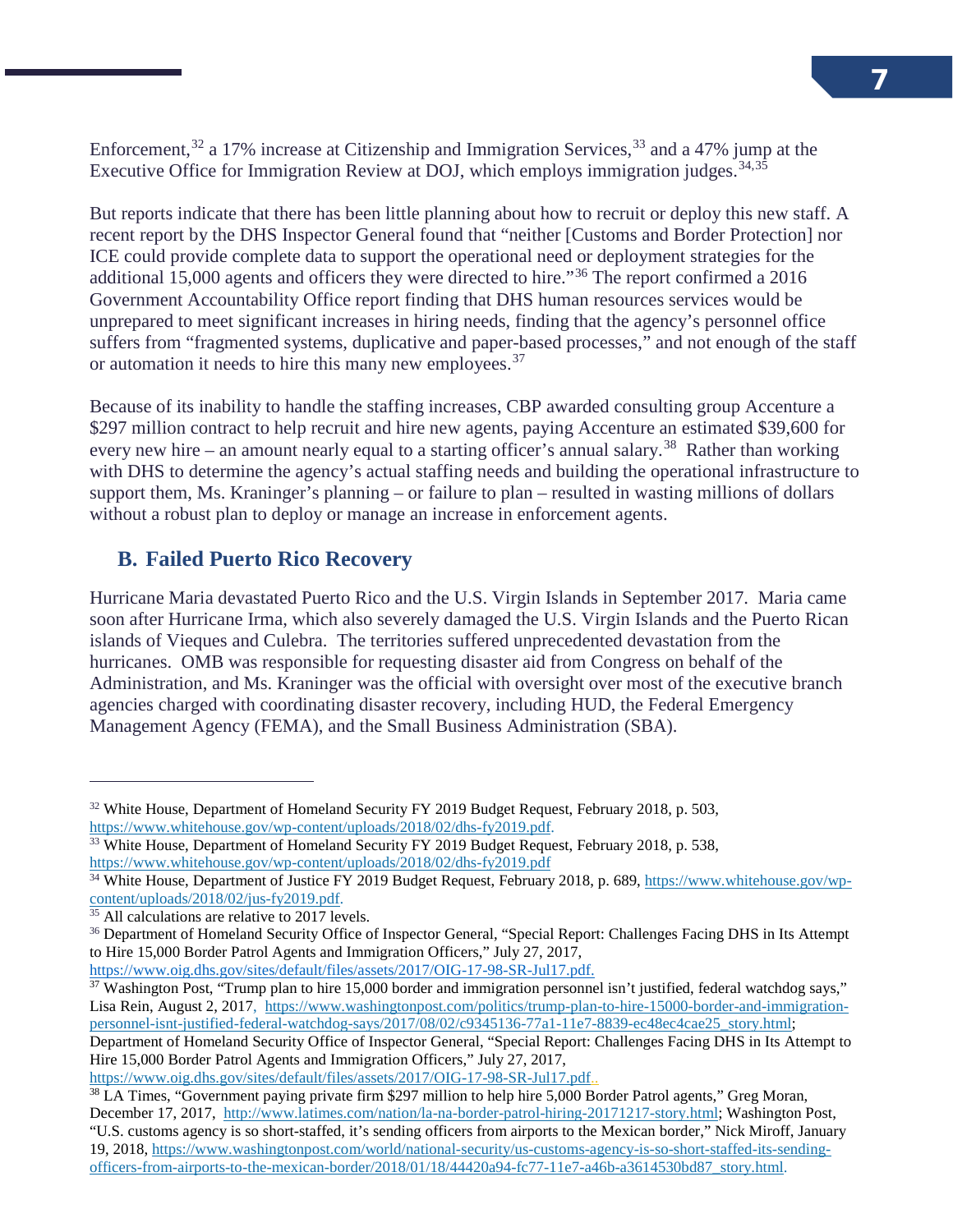Enforcement,[32] a 17% increase at Citizenship and Immigration Services,[33] and a 47% jump at the Executive Office for Immigration Review at DOJ, which employs immigration judges.[34,35]

But reports indicate that there has been little planning about how to recruit or deploy this new staff. A recent report by the DHS Inspector General found that "neither [Customs and Border Protection] nor ICE could provide complete data to support the operational need or deployment strategies for the additional 15,000 agents and officers they were directed to hire."[36] The report confirmed a 2016 Government Accountability Office report finding that DHS human resources services would be unprepared to meet significant increases in hiring needs, finding that the agency's personnel office suffers from "fragmented systems, duplicative and paper-based processes," and not enough of the staff or automation it needs to hire this many new employees.[37]

Because of its inability to handle the staffing increases, CBP awarded consulting group Accenture a $297 million contract to help recruit and hire new agents, paying Accenture an estimated $39,600 for every new hire – an amount nearly equal to a starting officer's annual salary.[38] Rather than working with DHS to determine the agency's actual staffing needs and building the operational infrastructure to support them, Ms. Kraninger's planning – or failure to plan – resulted in wasting millions of dollars without a robust plan to deploy or manage an increase in enforcement agents.

## B. Failed Puerto Rico Recovery

Hurricane Maria devastated Puerto Rico and the U.S. Virgin Islands in September 2017. Maria came soon after Hurricane Irma, which also severely damaged the U.S. Virgin Islands and the Puerto Rican islands of Vieques and Culebra. The territories suffered unprecedented devastation from the hurricanes. OMB was responsible for requesting disaster aid from Congress on behalf of the Administration, and Ms. Kraninger was the official with oversight over most of the executive branch agencies charged with coordinating disaster recovery, including HUD, the Federal Emergency Management Agency (FEMA), and the Small Business Administration (SBA).

---

[32] White House, Department of Homeland Security FY 2019 Budget Request, February 2018, p. 503, https://www.whitehouse.gov/wp-content/uploads/2018/02/dhs-fy2019.pdf.

[33] White House, Department of Homeland Security FY 2019 Budget Request, February 2018, p. 538, https://www.whitehouse.gov/wp-content/uploads/2018/02/dhs-fy2019.pdf

[34] White House, Department of Justice FY 2019 Budget Request, February 2018, p. 689, https://www.whitehouse.gov/wp-content/uploads/2018/02/jus-fy2019.pdf.

[35] All calculations are relative to 2017 levels.

[36] Department of Homeland Security Office of Inspector General, "Special Report: Challenges Facing DHS in Its Attempt to Hire 15,000 Border Patrol Agents and Immigration Officers," July 27, 2017, https://www.oig.dhs.gov/sites/default/files/assets/2017/OIG-17-98-SR-Jul17.pdf.

[37] Washington Post, "Trump plan to hire 15,000 border and immigration personnel isn't justified, federal watchdog says," Lisa Rein, August 2, 2017, https://www.washingtonpost.com/politics/trump-plan-to-hire-15000-border-and-immigration-personnel-isnt-justified-federal-watchdog-says/2017/08/02/c9345136-77a1-11e7-8839-ec48ec4cae25_story.html; Department of Homeland Security Office of Inspector General, "Special Report: Challenges Facing DHS in Its Attempt to Hire 15,000 Border Patrol Agents and Immigration Officers," July 27, 2017, https://www.oig.dhs.gov/sites/default/files/assets/2017/OIG-17-98-SR-Jul17.pdf..

[38] LA Times, "Government paying private firm $297 million to help hire 5,000 Border Patrol agents," Greg Moran, December 17, 2017, http://www.latimes.com/nation/la-na-border-patrol-hiring-20171217-story.html; Washington Post, "U.S. customs agency is so short-staffed, it's sending officers from airports to the Mexican border," Nick Miroff, January 19, 2018, https://www.washingtonpost.com/world/national-security/us-customs-agency-is-so-short-staffed-its-sending-officers-from-airports-to-the-mexican-border/2018/01/18/44420a94-fc77-11e7-a46b-a3614530bd87_story.html.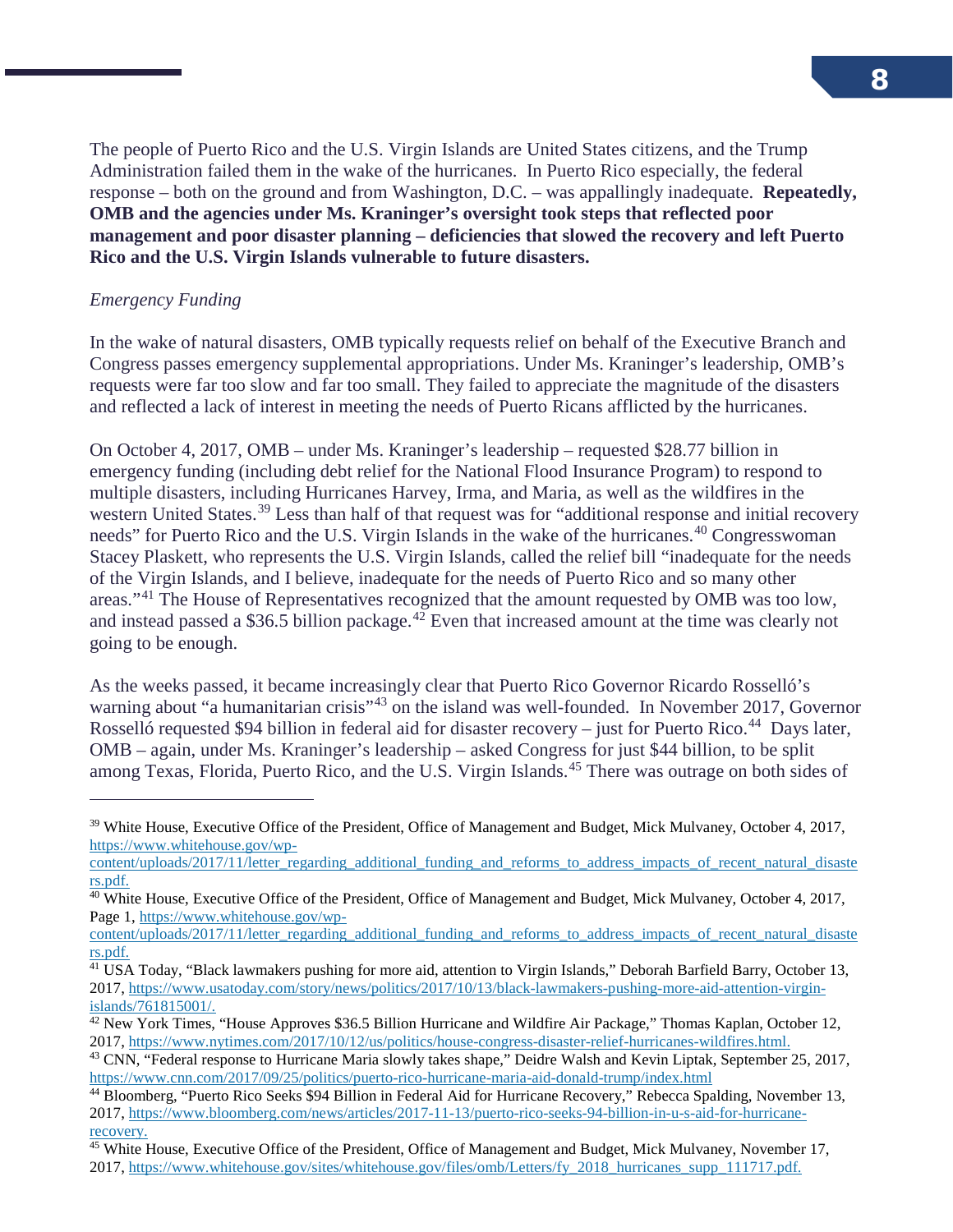The people of Puerto Rico and the U.S. Virgin Islands are United States citizens, and the Trump Administration failed them in the wake of the hurricanes. In Puerto Rico especially, the federal response – both on the ground and from Washington, D.C. – was appallingly inadequate. **Repeatedly, OMB and the agencies under Ms. Kraninger's oversight took steps that reflected poor management and poor disaster planning – deficiencies that slowed the recovery and left Puerto Rico and the U.S. Virgin Islands vulnerable to future disasters.**

*Emergency Funding*

In the wake of natural disasters, OMB typically requests relief on behalf of the Executive Branch and Congress passes emergency supplemental appropriations. Under Ms. Kraninger's leadership, OMB's requests were far too slow and far too small. They failed to appreciate the magnitude of the disasters and reflected a lack of interest in meeting the needs of Puerto Ricans afflicted by the hurricanes.

On October 4, 2017, OMB – under Ms. Kraninger's leadership – requested $28.77 billion in emergency funding (including debt relief for the National Flood Insurance Program) to respond to multiple disasters, including Hurricanes Harvey, Irma, and Maria, as well as the wildfires in the western United States.[39] Less than half of that request was for "additional response and initial recovery needs" for Puerto Rico and the U.S. Virgin Islands in the wake of the hurricanes.[40] Congresswoman Stacey Plaskett, who represents the U.S. Virgin Islands, called the relief bill "inadequate for the needs of the Virgin Islands, and I believe, inadequate for the needs of Puerto Rico and so many other areas."[41] The House of Representatives recognized that the amount requested by OMB was too low, and instead passed a $36.5 billion package.[42] Even that increased amount at the time was clearly not going to be enough.

As the weeks passed, it became increasingly clear that Puerto Rico Governor Ricardo Rosselló's warning about "a humanitarian crisis"[43] on the island was well-founded. In November 2017, Governor Rosselló requested $94 billion in federal aid for disaster recovery – just for Puerto Rico.[44] Days later, OMB – again, under Ms. Kraninger's leadership – asked Congress for just $44 billion, to be split among Texas, Florida, Puerto Rico, and the U.S. Virgin Islands.[45] There was outrage on both sides of

---

[39] White House, Executive Office of the President, Office of Management and Budget, Mick Mulvaney, October 4, 2017, https://www.whitehouse.gov/wp-content/uploads/2017/11/letter_regarding_additional_funding_and_reforms_to_address_impacts_of_recent_natural_disasters.pdf.

[40] White House, Executive Office of the President, Office of Management and Budget, Mick Mulvaney, October 4, 2017, Page 1, https://www.whitehouse.gov/wp-content/uploads/2017/11/letter_regarding_additional_funding_and_reforms_to_address_impacts_of_recent_natural_disasters.pdf.

[41] USA Today, "Black lawmakers pushing for more aid, attention to Virgin Islands," Deborah Barfield Barry, October 13, 2017, https://www.usatoday.com/story/news/politics/2017/10/13/black-lawmakers-pushing-more-aid-attention-virgin-islands/761815001/.

[42] New York Times, "House Approves $36.5 Billion Hurricane and Wildfire Air Package," Thomas Kaplan, October 12, 2017, https://www.nytimes.com/2017/10/12/us/politics/house-congress-disaster-relief-hurricanes-wildfires.html.

[43] CNN, "Federal response to Hurricane Maria slowly takes shape," Deidre Walsh and Kevin Liptak, September 25, 2017, https://www.cnn.com/2017/09/25/politics/puerto-rico-hurricane-maria-aid-donald-trump/index.html

[44] Bloomberg, "Puerto Rico Seeks $94 Billion in Federal Aid for Hurricane Recovery," Rebecca Spalding, November 13, 2017, https://www.bloomberg.com/news/articles/2017-11-13/puerto-rico-seeks-94-billion-in-u-s-aid-for-hurricane-recovery.

[45] White House, Executive Office of the President, Office of Management and Budget, Mick Mulvaney, November 17, 2017, https://www.whitehouse.gov/sites/whitehouse.gov/files/omb/Letters/fy_2018_hurricanes_supp_111717.pdf.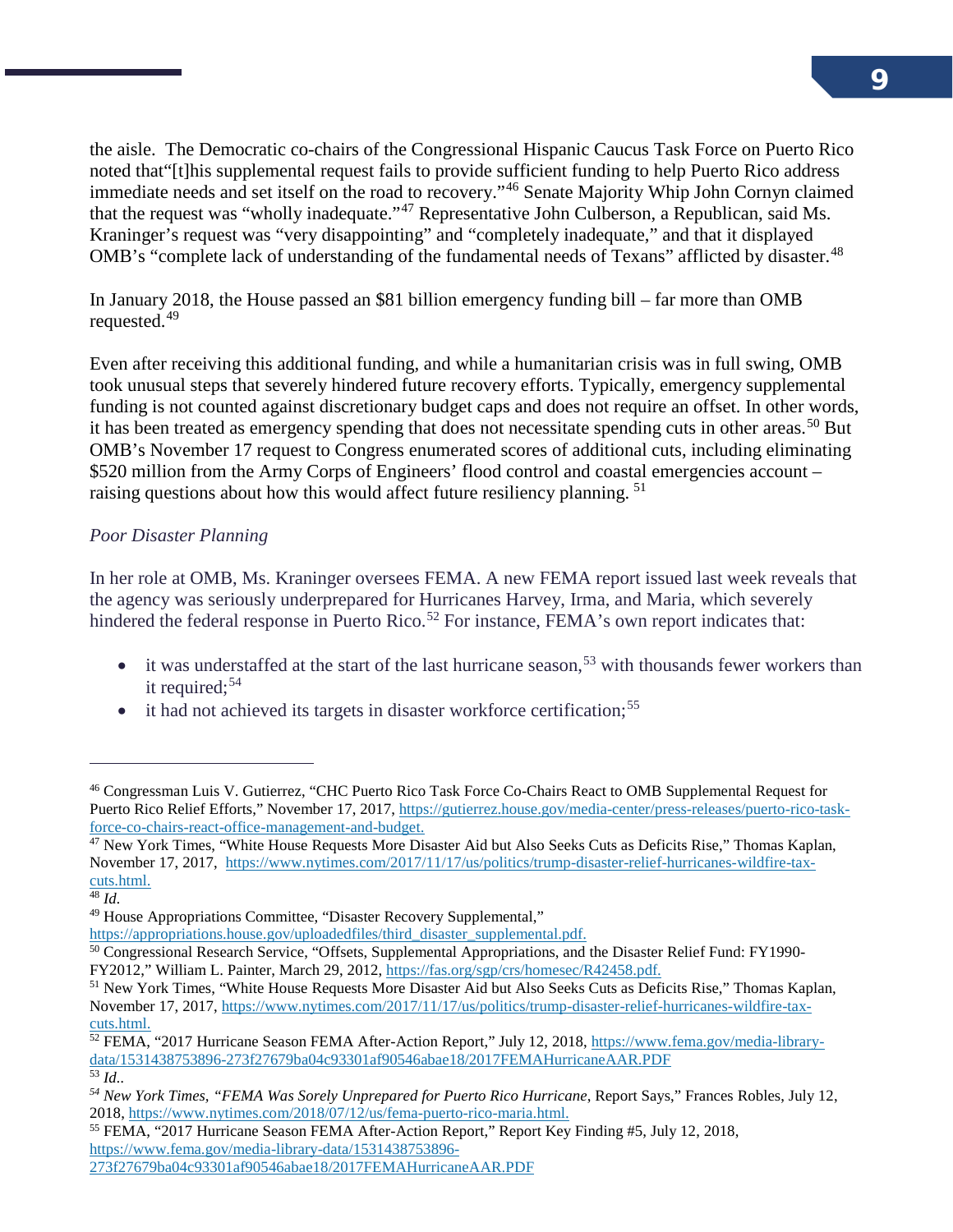the aisle. The Democratic co-chairs of the Congressional Hispanic Caucus Task Force on Puerto Rico noted that"[t]his supplemental request fails to provide sufficient funding to help Puerto Rico address immediate needs and set itself on the road to recovery."[46] Senate Majority Whip John Cornyn claimed that the request was "wholly inadequate."[47] Representative John Culberson, a Republican, said Ms. Kraninger's request was "very disappointing" and "completely inadequate," and that it displayed OMB's "complete lack of understanding of the fundamental needs of Texans" afflicted by disaster.[48]

In January 2018, the House passed an $81 billion emergency funding bill – far more than OMB requested.[49]

Even after receiving this additional funding, and while a humanitarian crisis was in full swing, OMB took unusual steps that severely hindered future recovery efforts. Typically, emergency supplemental funding is not counted against discretionary budget caps and does not require an offset. In other words, it has been treated as emergency spending that does not necessitate spending cuts in other areas.[50] But OMB's November 17 request to Congress enumerated scores of additional cuts, including eliminating $520 million from the Army Corps of Engineers' flood control and coastal emergencies account – raising questions about how this would affect future resiliency planning.[51]

*Poor Disaster Planning*

In her role at OMB, Ms. Kraninger oversees FEMA. A new FEMA report issued last week reveals that the agency was seriously underprepared for Hurricanes Harvey, Irma, and Maria, which severely hindered the federal response in Puerto Rico.[52] For instance, FEMA's own report indicates that:

- it was understaffed at the start of the last hurricane season,[53] with thousands fewer workers than it required;[54]
- it had not achieved its targets in disaster workforce certification;[55]

---

[46] Congressman Luis V. Gutierrez, "CHC Puerto Rico Task Force Co-Chairs React to OMB Supplemental Request for Puerto Rico Relief Efforts," November 17, 2017, https://gutierrez.house.gov/media-center/press-releases/puerto-rico-task-force-co-chairs-react-office-management-and-budget.

[47] New York Times, "White House Requests More Disaster Aid but Also Seeks Cuts as Deficits Rise," Thomas Kaplan, November 17, 2017, https://www.nytimes.com/2017/11/17/us/politics/trump-disaster-relief-hurricanes-wildfire-tax-cuts.html.

[48] *Id.*

[49] House Appropriations Committee, "Disaster Recovery Supplemental," https://appropriations.house.gov/uploadedfiles/third_disaster_supplemental.pdf.

[50] Congressional Research Service, "Offsets, Supplemental Appropriations, and the Disaster Relief Fund: FY1990-FY2012," William L. Painter, March 29, 2012, https://fas.org/sgp/crs/homesec/R42458.pdf.

[51] New York Times, "White House Requests More Disaster Aid but Also Seeks Cuts as Deficits Rise," Thomas Kaplan, November 17, 2017, https://www.nytimes.com/2017/11/17/us/politics/trump-disaster-relief-hurricanes-wildfire-tax-cuts.html.

[52] FEMA, "2017 Hurricane Season FEMA After-Action Report," July 12, 2018, https://www.fema.gov/media-library-data/1531438753896-273f27679ba04c93301af90546abae18/2017FEMAHurricaneAAR.PDF

[53] *Id.*.

[54] *New York Times, "FEMA Was Sorely Unprepared for Puerto Rico Hurricane*, Report Says," Frances Robles, July 12, 2018, https://www.nytimes.com/2018/07/12/us/fema-puerto-rico-maria.html.

[55] FEMA, "2017 Hurricane Season FEMA After-Action Report," Report Key Finding #5, July 12, 2018, https://www.fema.gov/media-library-data/1531438753896-273f27679ba04c93301af90546abae18/2017FEMAHurricaneAAR.PDF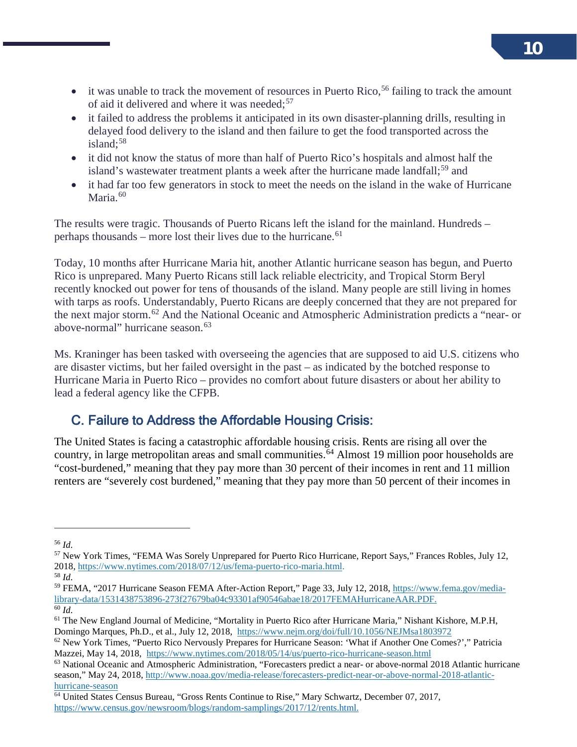- it was unable to track the movement of resources in Puerto Rico,[56] failing to track the amount of aid it delivered and where it was needed;[57]
- it failed to address the problems it anticipated in its own disaster-planning drills, resulting in delayed food delivery to the island and then failure to get the food transported across the island;[58]
- it did not know the status of more than half of Puerto Rico's hospitals and almost half the island's wastewater treatment plants a week after the hurricane made landfall;[59] and
- it had far too few generators in stock to meet the needs on the island in the wake of Hurricane Maria.[60]

The results were tragic. Thousands of Puerto Ricans left the island for the mainland. Hundreds – perhaps thousands – more lost their lives due to the hurricane.[61]

Today, 10 months after Hurricane Maria hit, another Atlantic hurricane season has begun, and Puerto Rico is unprepared. Many Puerto Ricans still lack reliable electricity, and Tropical Storm Beryl recently knocked out power for tens of thousands of the island. Many people are still living in homes with tarps as roofs. Understandably, Puerto Ricans are deeply concerned that they are not prepared for the next major storm.[62] And the National Oceanic and Atmospheric Administration predicts a "near- or above-normal" hurricane season.[63]

Ms. Kraninger has been tasked with overseeing the agencies that are supposed to aid U.S. citizens who are disaster victims, but her failed oversight in the past – as indicated by the botched response to Hurricane Maria in Puerto Rico – provides no comfort about future disasters or about her ability to lead a federal agency like the CFPB.

## C. Failure to Address the Affordable Housing Crisis:

The United States is facing a catastrophic affordable housing crisis. Rents are rising all over the country, in large metropolitan areas and small communities.[64] Almost 19 million poor households are "cost-burdened," meaning that they pay more than 30 percent of their incomes in rent and 11 million renters are "severely cost burdened," meaning that they pay more than 50 percent of their incomes in

---

[56] *Id.*

[57] New York Times, "FEMA Was Sorely Unprepared for Puerto Rico Hurricane, Report Says," Frances Robles, July 12, 2018, https://www.nytimes.com/2018/07/12/us/fema-puerto-rico-maria.html.

[58] *Id.*

[59] FEMA, "2017 Hurricane Season FEMA After-Action Report," Page 33, July 12, 2018, https://www.fema.gov/media-library-data/1531438753896-273f27679ba04c93301af90546abae18/2017FEMAHurricaneAAR.PDF.

[60] *Id.*

[61] The New England Journal of Medicine, "Mortality in Puerto Rico after Hurricane Maria," Nishant Kishore, M.P.H, Domingo Marques, Ph.D., et al., July 12, 2018, https://www.nejm.org/doi/full/10.1056/NEJMsa1803972

[62] New York Times, "Puerto Rico Nervously Prepares for Hurricane Season: 'What if Another One Comes?'," Patricia Mazzei, May 14, 2018, https://www.nytimes.com/2018/05/14/us/puerto-rico-hurricane-season.html

[63] National Oceanic and Atmospheric Administration, "Forecasters predict a near- or above-normal 2018 Atlantic hurricane season," May 24, 2018, http://www.noaa.gov/media-release/forecasters-predict-near-or-above-normal-2018-atlantic-hurricane-season

[64] United States Census Bureau, "Gross Rents Continue to Rise," Mary Schwartz, December 07, 2017, https://www.census.gov/newsroom/blogs/random-samplings/2017/12/rents.html.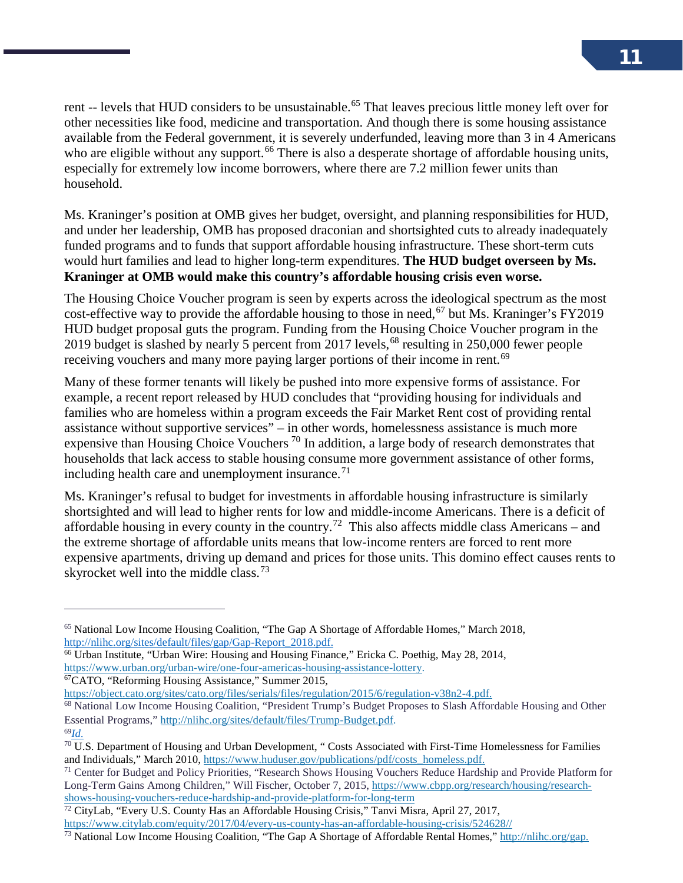rent -- levels that HUD considers to be unsustainable.[65] That leaves precious little money left over for other necessities like food, medicine and transportation. And though there is some housing assistance available from the Federal government, it is severely underfunded, leaving more than 3 in 4 Americans who are eligible without any support.[66] There is also a desperate shortage of affordable housing units, especially for extremely low income borrowers, where there are 7.2 million fewer units than household.

Ms. Kraninger's position at OMB gives her budget, oversight, and planning responsibilities for HUD, and under her leadership, OMB has proposed draconian and shortsighted cuts to already inadequately funded programs and to funds that support affordable housing infrastructure. These short-term cuts would hurt families and lead to higher long-term expenditures. **The HUD budget overseen by Ms. Kraninger at OMB would make this country's affordable housing crisis even worse.**

The Housing Choice Voucher program is seen by experts across the ideological spectrum as the most cost-effective way to provide the affordable housing to those in need,[67] but Ms. Kraninger's FY2019 HUD budget proposal guts the program. Funding from the Housing Choice Voucher program in the 2019 budget is slashed by nearly 5 percent from 2017 levels,[68] resulting in 250,000 fewer people receiving vouchers and many more paying larger portions of their income in rent.[69]

Many of these former tenants will likely be pushed into more expensive forms of assistance. For example, a recent report released by HUD concludes that "providing housing for individuals and families who are homeless within a program exceeds the Fair Market Rent cost of providing rental assistance without supportive services" – in other words, homelessness assistance is much more expensive than Housing Choice Vouchers [70] In addition, a large body of research demonstrates that households that lack access to stable housing consume more government assistance of other forms, including health care and unemployment insurance.[71]

Ms. Kraninger's refusal to budget for investments in affordable housing infrastructure is similarly shortsighted and will lead to higher rents for low and middle-income Americans. There is a deficit of affordable housing in every county in the country.[72] This also affects middle class Americans – and the extreme shortage of affordable units means that low-income renters are forced to rent more expensive apartments, driving up demand and prices for those units. This domino effect causes rents to skyrocket well into the middle class.[73]

---

[65] National Low Income Housing Coalition, "The Gap A Shortage of Affordable Homes," March 2018, http://nlihc.org/sites/default/files/gap/Gap-Report_2018.pdf.

[66] Urban Institute, "Urban Wire: Housing and Housing Finance," Ericka C. Poethig, May 28, 2014, https://www.urban.org/urban-wire/one-four-americas-housing-assistance-lottery.

[67] CATO, "Reforming Housing Assistance," Summer 2015, https://object.cato.org/sites/cato.org/files/serials/files/regulation/2015/6/regulation-v38n2-4.pdf.

[68] National Low Income Housing Coalition, "President Trump's Budget Proposes to Slash Affordable Housing and Other Essential Programs," http://nlihc.org/sites/default/files/Trump-Budget.pdf.

[69] *Id.*

[70] U.S. Department of Housing and Urban Development, " Costs Associated with First-Time Homelessness for Families and Individuals," March 2010, https://www.huduser.gov/publications/pdf/costs_homeless.pdf.

[71] Center for Budget and Policy Priorities, "Research Shows Housing Vouchers Reduce Hardship and Provide Platform for Long-Term Gains Among Children," Will Fischer, October 7, 2015, https://www.cbpp.org/research/housing/research-shows-housing-vouchers-reduce-hardship-and-provide-platform-for-long-term

[72] CityLab, "Every U.S. County Has an Affordable Housing Crisis," Tanvi Misra, April 27, 2017, https://www.citylab.com/equity/2017/04/every-us-county-has-an-affordable-housing-crisis/524628//

[73] National Low Income Housing Coalition, "The Gap A Shortage of Affordable Rental Homes," http://nlihc.org/gap.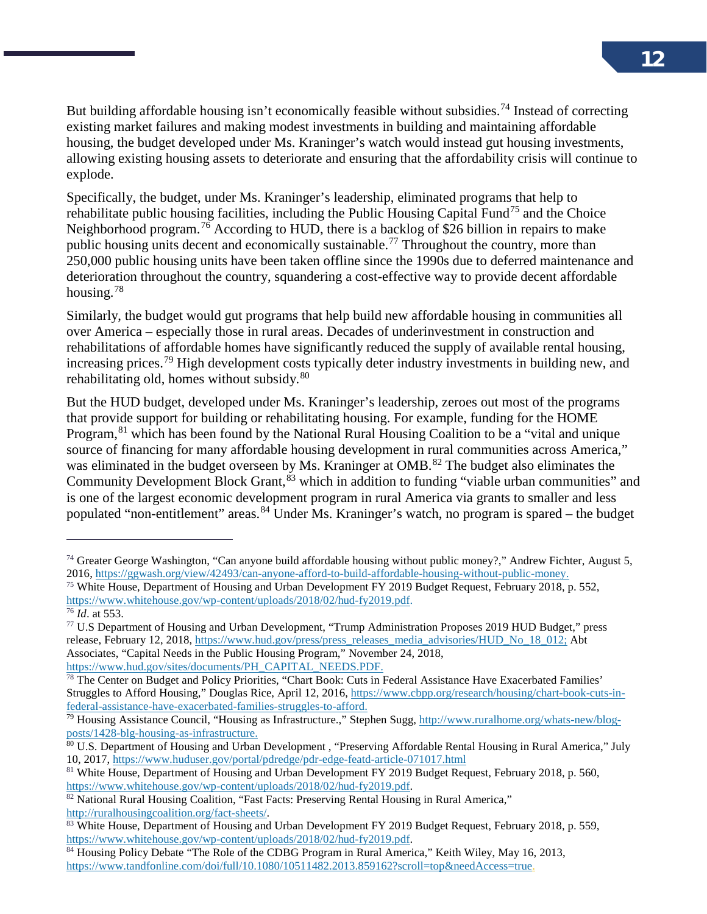But building affordable housing isn't economically feasible without subsidies.[74] Instead of correcting existing market failures and making modest investments in building and maintaining affordable housing, the budget developed under Ms. Kraninger's watch would instead gut housing investments, allowing existing housing assets to deteriorate and ensuring that the affordability crisis will continue to explode.

Specifically, the budget, under Ms. Kraninger's leadership, eliminated programs that help to rehabilitate public housing facilities, including the Public Housing Capital Fund[75] and the Choice Neighborhood program.[76] According to HUD, there is a backlog of $26 billion in repairs to make public housing units decent and economically sustainable.[77] Throughout the country, more than 250,000 public housing units have been taken offline since the 1990s due to deferred maintenance and deterioration throughout the country, squandering a cost-effective way to provide decent affordable housing.[78]

Similarly, the budget would gut programs that help build new affordable housing in communities all over America – especially those in rural areas. Decades of underinvestment in construction and rehabilitations of affordable homes have significantly reduced the supply of available rental housing, increasing prices.[79] High development costs typically deter industry investments in building new, and rehabilitating old, homes without subsidy.[80]

But the HUD budget, developed under Ms. Kraninger's leadership, zeroes out most of the programs that provide support for building or rehabilitating housing. For example, funding for the HOME Program,[81] which has been found by the National Rural Housing Coalition to be a "vital and unique source of financing for many affordable housing development in rural communities across America," was eliminated in the budget overseen by Ms. Kraninger at OMB.[82] The budget also eliminates the Community Development Block Grant,[83] which in addition to funding "viable urban communities" and is one of the largest economic development program in rural America via grants to smaller and less populated "non-entitlement" areas.[84] Under Ms. Kraninger's watch, no program is spared – the budget

---

[74] Greater George Washington, "Can anyone build affordable housing without public money?," Andrew Fichter, August 5, 2016, https://ggwash.org/view/42493/can-anyone-afford-to-build-affordable-housing-without-public-money.

[75] White House, Department of Housing and Urban Development FY 2019 Budget Request, February 2018, p. 552, https://www.whitehouse.gov/wp-content/uploads/2018/02/hud-fy2019.pdf.

[76] *Id*. at 553.

[77] U.S Department of Housing and Urban Development, "Trump Administration Proposes 2019 HUD Budget," press release, February 12, 2018, https://www.hud.gov/press/press_releases_media_advisories/HUD_No_18_012; Abt Associates, "Capital Needs in the Public Housing Program," November 24, 2018, https://www.hud.gov/sites/documents/PH_CAPITAL_NEEDS.PDF.

[78] The Center on Budget and Policy Priorities, "Chart Book: Cuts in Federal Assistance Have Exacerbated Families' Struggles to Afford Housing," Douglas Rice, April 12, 2016, https://www.cbpp.org/research/housing/chart-book-cuts-in-federal-assistance-have-exacerbated-families-struggles-to-afford.

[79] Housing Assistance Council, "Housing as Infrastructure.," Stephen Sugg, http://www.ruralhome.org/whats-new/blog-posts/1428-blg-housing-as-infrastructure.

[80] U.S. Department of Housing and Urban Development , "Preserving Affordable Rental Housing in Rural America," July 10, 2017, https://www.huduser.gov/portal/pdredge/pdr-edge-featd-article-071017.html

[81] White House, Department of Housing and Urban Development FY 2019 Budget Request, February 2018, p. 560, https://www.whitehouse.gov/wp-content/uploads/2018/02/hud-fy2019.pdf.

[82] National Rural Housing Coalition, "Fast Facts: Preserving Rental Housing in Rural America," http://ruralhousingcoalition.org/fact-sheets/.

[83] White House, Department of Housing and Urban Development FY 2019 Budget Request, February 2018, p. 559, https://www.whitehouse.gov/wp-content/uploads/2018/02/hud-fy2019.pdf.

[84] Housing Policy Debate "The Role of the CDBG Program in Rural America," Keith Wiley, May 16, 2013, https://www.tandfonline.com/doi/full/10.1080/10511482.2013.859162?scroll=top&needAccess=true.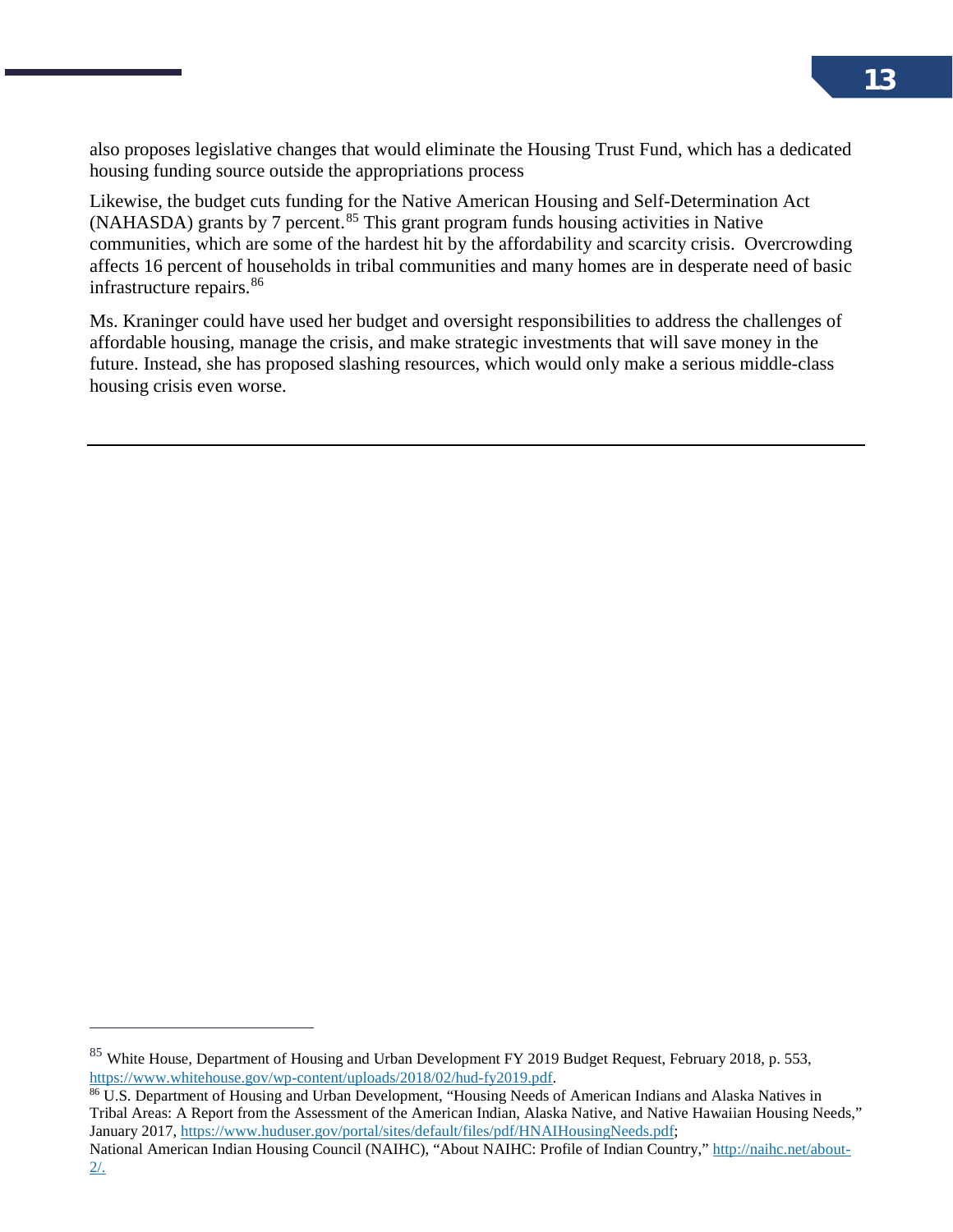also proposes legislative changes that would eliminate the Housing Trust Fund, which has a dedicated housing funding source outside the appropriations process

Likewise, the budget cuts funding for the Native American Housing and Self-Determination Act (NAHASDA) grants by 7 percent.[85] This grant program funds housing activities in Native communities, which are some of the hardest hit by the affordability and scarcity crisis. Overcrowding affects 16 percent of households in tribal communities and many homes are in desperate need of basic infrastructure repairs.[86]

Ms. Kraninger could have used her budget and oversight responsibilities to address the challenges of affordable housing, manage the crisis, and make strategic investments that will save money in the future. Instead, she has proposed slashing resources, which would only make a serious middle-class housing crisis even worse.

---

[85] White House, Department of Housing and Urban Development FY 2019 Budget Request, February 2018, p. 553, https://www.whitehouse.gov/wp-content/uploads/2018/02/hud-fy2019.pdf.

[86] U.S. Department of Housing and Urban Development, "Housing Needs of American Indians and Alaska Natives in Tribal Areas: A Report from the Assessment of the American Indian, Alaska Native, and Native Hawaiian Housing Needs," January 2017, https://www.huduser.gov/portal/sites/default/files/pdf/HNAIHousingNeeds.pdf;
National American Indian Housing Council (NAIHC), "About NAIHC: Profile of Indian Country," http://naihc.net/about-2/.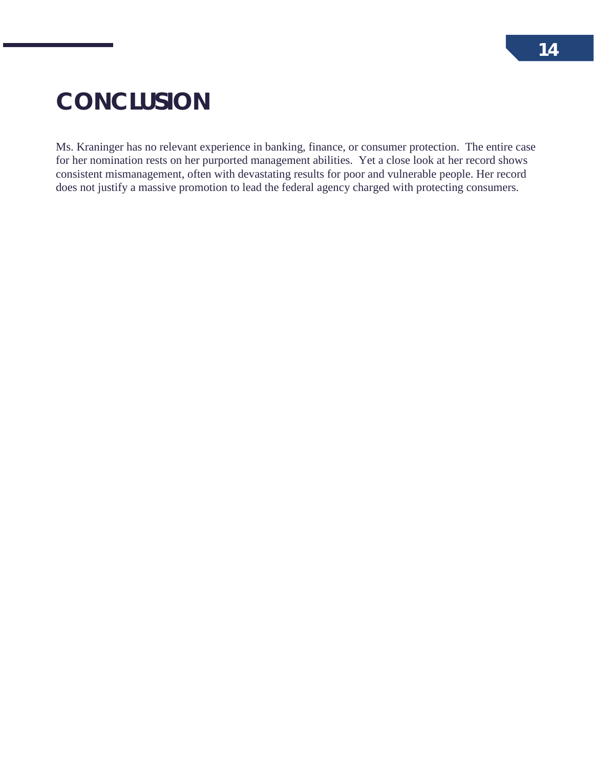# CONCLUSION

Ms. Kraninger has no relevant experience in banking, finance, or consumer protection. The entire case for her nomination rests on her purported management abilities. Yet a close look at her record shows consistent mismanagement, often with devastating results for poor and vulnerable people. Her record does not justify a massive promotion to lead the federal agency charged with protecting consumers.